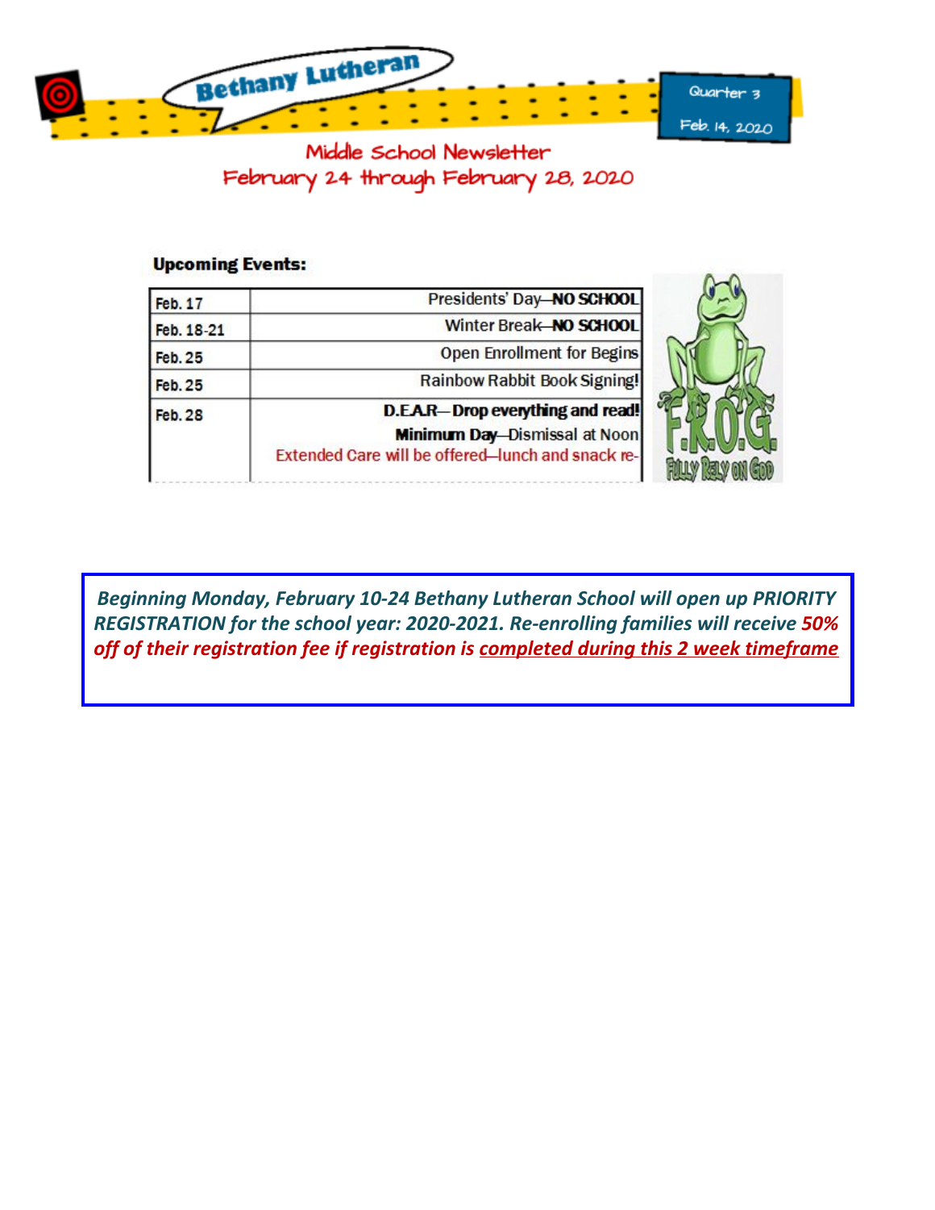# Bethany Lutheran

Quarter 3

Feb. 14, 2020

## Middle School Newsletter

## February 24 through February 28, 2020

**Upcoming Events:**

| | |
|---|---|
| Feb. 17 | Presidents' Day—**NO SCHOOL** |
| Feb. 18-21 | Winter Break—**NO SCHOOL** |
| Feb. 25 | Open Enrollment for Begins |
| Feb. 25 | Rainbow Rabbit Book Signing! |
| Feb. 28 | **D.E.A.R—Drop everything and read!** **Minimum Day**—Dismissal at Noon Extended Care will be offered—lunch and snack re- |

F.R.O.G. FULLY RELY ON GOD

***Beginning Monday, February 10-24 Bethany Lutheran School will open up PRIORITY REGISTRATION for the school year: 2020-2021. Re-enrolling families will receive 50% off of their registration fee if registration is <u>completed during this 2 week timeframe</u>***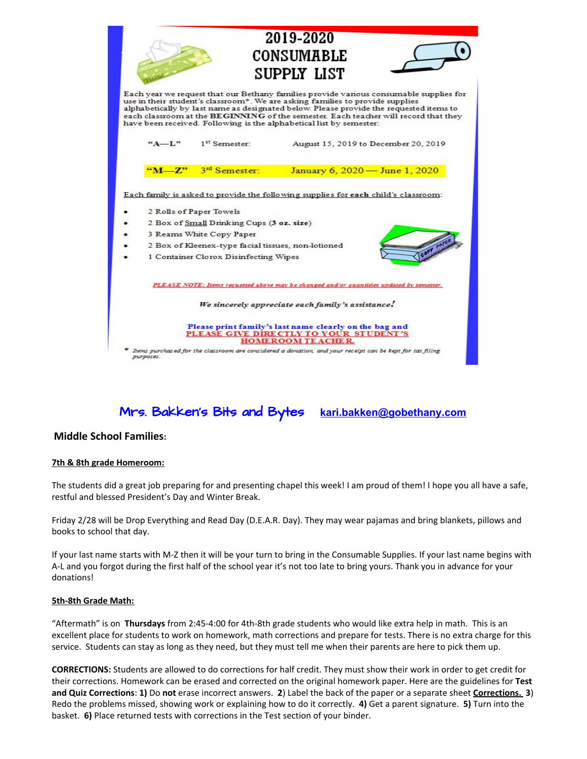# 2019-2020 CONSUMABLE SUPPLY LIST

Each year we request that our Bethany families provide various consumable supplies for use in their student's classroom*. We are asking families to provide supplies alphabetically by last name as designated below. Please provide the requested items to each classroom at the **BEGINNING** of the semester. Each teacher will record that they have been received. Following is the alphabetical list by semester:

| | | |
|---|---|---|
| "A—L" | 1st Semester: | August 15, 2019 to December 20, 2019 |
| **"M—Z"** | 3rd Semester: | January 6, 2020 — June 1, 2020 |

Each family is asked to provide the following supplies for **each** child's classroom:

- 2 Rolls of Paper Towels
- 2 Box of Small Drinking Cups (**3 oz. size**)
- 3 Reams White Copy Paper
- 2 Box of Kleenex-type facial tissues, non-lotioned
- 1 Container Clorox Disinfecting Wipes

*PLEASE NOTE: Items requested above may be changed and/or quantities updated by semester.*

***We sincerely appreciate each family's assistance!***

**Please print family's last name clearly on the bag and PLEASE GIVE DIRECTLY TO YOUR STUDENT'S HOMEROOM TEACHER.**

\* *Items purchased for the classroom are considered a donation, and your receipt can be kept for tax filing purposes.*

## Mrs. Bakken's Bits and Bytes kari.bakken@gobethany.com

### Middle School Families:

**7th & 8th grade Homeroom:**

The students did a great job preparing for and presenting chapel this week! I am proud of them! I hope you all have a safe, restful and blessed President's Day and Winter Break.

Friday 2/28 will be Drop Everything and Read Day (D.E.A.R. Day). They may wear pajamas and bring blankets, pillows and books to school that day.

If your last name starts with M-Z then it will be your turn to bring in the Consumable Supplies. If your last name begins with A-L and you forgot during the first half of the school year it's not too late to bring yours. Thank you in advance for your donations!

**5th-8th Grade Math:**

"Aftermath" is on **Thursdays** from 2:45-4:00 for 4th-8th grade students who would like extra help in math. This is an excellent place for students to work on homework, math corrections and prepare for tests. There is no extra charge for this service. Students can stay as long as they need, but they must tell me when their parents are here to pick them up.

**CORRECTIONS:** Students are allowed to do corrections for half credit. They must show their work in order to get credit for their corrections. Homework can be erased and corrected on the original homework paper. Here are the guidelines for **Test and Quiz Corrections**: **1)** Do **not** erase incorrect answers. **2**) Label the back of the paper or a separate sheet **Corrections.** **3**) Redo the problems missed, showing work or explaining how to do it correctly. **4)** Get a parent signature. **5)** Turn into the basket. **6)** Place returned tests with corrections in the Test section of your binder.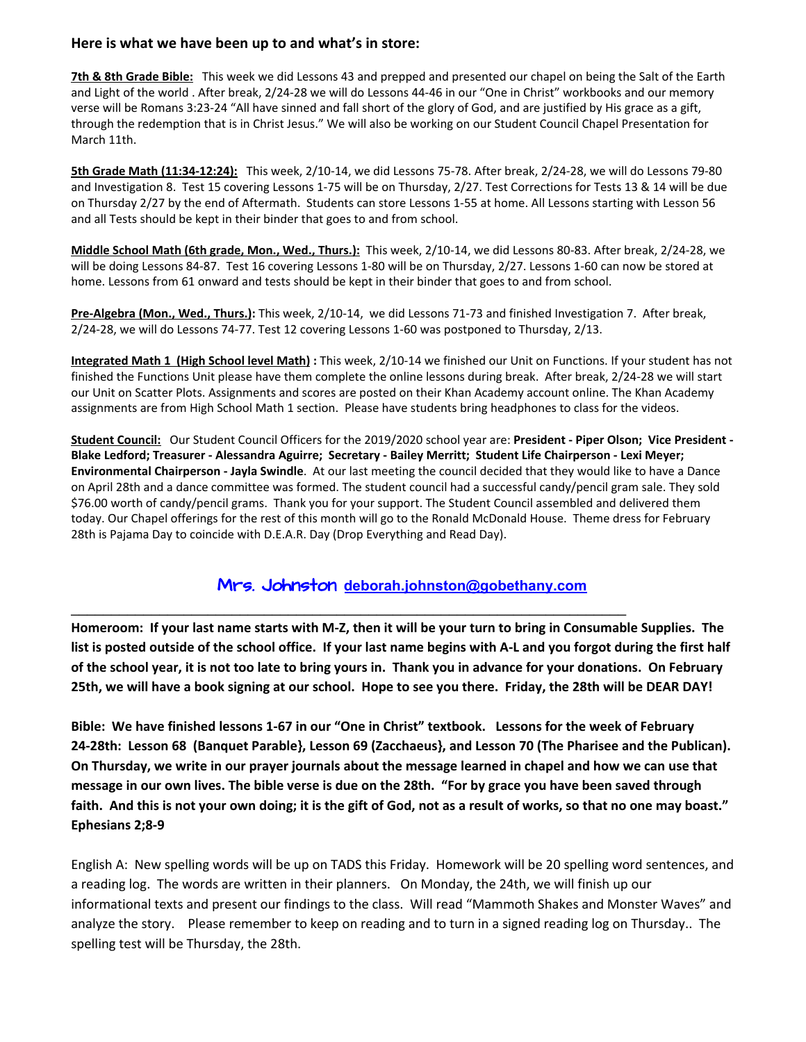**Here is what we have been up to and what's in store:**

**7th & 8th Grade Bible:** This week we did Lessons 43 and prepped and presented our chapel on being the Salt of the Earth and Light of the world . After break, 2/24-28 we will do Lessons 44-46 in our "One in Christ" workbooks and our memory verse will be Romans 3:23-24 "All have sinned and fall short of the glory of God, and are justified by His grace as a gift, through the redemption that is in Christ Jesus." We will also be working on our Student Council Chapel Presentation for March 11th.

**5th Grade Math (11:34-12:24):** This week, 2/10-14, we did Lessons 75-78. After break, 2/24-28, we will do Lessons 79-80 and Investigation 8. Test 15 covering Lessons 1-75 will be on Thursday, 2/27. Test Corrections for Tests 13 & 14 will be due on Thursday 2/27 by the end of Aftermath. Students can store Lessons 1-55 at home. All Lessons starting with Lesson 56 and all Tests should be kept in their binder that goes to and from school.

**Middle School Math (6th grade, Mon., Wed., Thurs.):** This week, 2/10-14, we did Lessons 80-83. After break, 2/24-28, we will be doing Lessons 84-87. Test 16 covering Lessons 1-80 will be on Thursday, 2/27. Lessons 1-60 can now be stored at home. Lessons from 61 onward and tests should be kept in their binder that goes to and from school.

**Pre-Algebra (Mon., Wed., Thurs.):** This week, 2/10-14, we did Lessons 71-73 and finished Investigation 7. After break, 2/24-28, we will do Lessons 74-77. Test 12 covering Lessons 1-60 was postponed to Thursday, 2/13.

**Integrated Math 1 (High School level Math) :** This week, 2/10-14 we finished our Unit on Functions. If your student has not finished the Functions Unit please have them complete the online lessons during break. After break, 2/24-28 we will start our Unit on Scatter Plots. Assignments and scores are posted on their Khan Academy account online. The Khan Academy assignments are from High School Math 1 section. Please have students bring headphones to class for the videos.

**Student Council:** Our Student Council Officers for the 2019/2020 school year are: **President - Piper Olson; Vice President - Blake Ledford; Treasurer - Alessandra Aguirre; Secretary - Bailey Merritt; Student Life Chairperson - Lexi Meyer; Environmental Chairperson - Jayla Swindle**. At our last meeting the council decided that they would like to have a Dance on April 28th and a dance committee was formed. The student council had a successful candy/pencil gram sale. They sold $76.00 worth of candy/pencil grams. Thank you for your support. The Student Council assembled and delivered them today. Our Chapel offerings for the rest of this month will go to the Ronald McDonald House. Theme dress for February 28th is Pajama Day to coincide with D.E.A.R. Day (Drop Everything and Read Day).

Mrs. Johnston deborah.johnston@gobethany.com

---

**Homeroom: If your last name starts with M-Z, then it will be your turn to bring in Consumable Supplies. The list is posted outside of the school office. If your last name begins with A-L and you forgot during the first half of the school year, it is not too late to bring yours in. Thank you in advance for your donations. On February 25th, we will have a book signing at our school. Hope to see you there. Friday, the 28th will be DEAR DAY!**

**Bible: We have finished lessons 1-67 in our "One in Christ" textbook. Lessons for the week of February 24-28th: Lesson 68 (Banquet Parable}, Lesson 69 (Zacchaeus}, and Lesson 70 (The Pharisee and the Publican). On Thursday, we write in our prayer journals about the message learned in chapel and how we can use that message in our own lives. The bible verse is due on the 28th. "For by grace you have been saved through faith. And this is not your own doing; it is the gift of God, not as a result of works, so that no one may boast." Ephesians 2;8-9**

English A: New spelling words will be up on TADS this Friday. Homework will be 20 spelling word sentences, and a reading log. The words are written in their planners. On Monday, the 24th, we will finish up our informational texts and present our findings to the class. Will read "Mammoth Shakes and Monster Waves" and analyze the story. Please remember to keep on reading and to turn in a signed reading log on Thursday.. The spelling test will be Thursday, the 28th.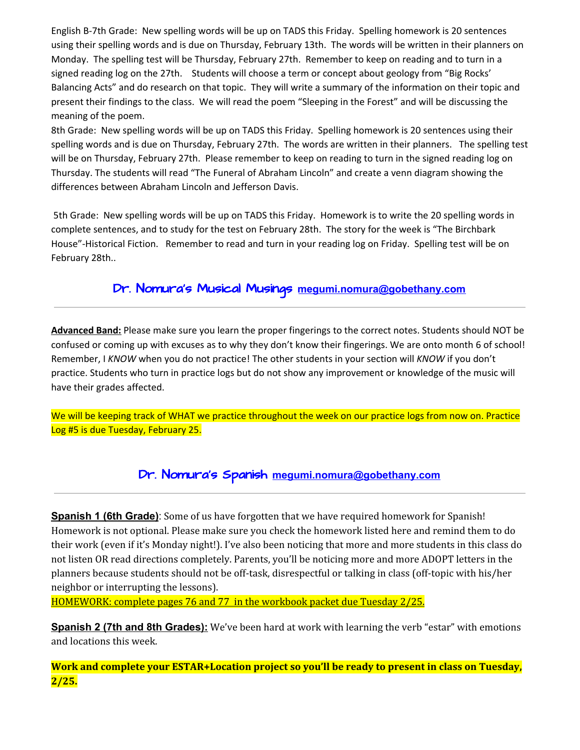English B-7th Grade: New spelling words will be up on TADS this Friday. Spelling homework is 20 sentences using their spelling words and is due on Thursday, February 13th. The words will be written in their planners on Monday. The spelling test will be Thursday, February 27th. Remember to keep on reading and to turn in a signed reading log on the 27th. Students will choose a term or concept about geology from "Big Rocks' Balancing Acts" and do research on that topic. They will write a summary of the information on their topic and present their findings to the class. We will read the poem "Sleeping in the Forest" and will be discussing the meaning of the poem.

8th Grade: New spelling words will be up on TADS this Friday. Spelling homework is 20 sentences using their spelling words and is due on Thursday, February 27th. The words are written in their planners. The spelling test will be on Thursday, February 27th. Please remember to keep on reading to turn in the signed reading log on Thursday. The students will read "The Funeral of Abraham Lincoln" and create a venn diagram showing the differences between Abraham Lincoln and Jefferson Davis.

5th Grade: New spelling words will be up on TADS this Friday. Homework is to write the 20 spelling words in complete sentences, and to study for the test on February 28th. The story for the week is "The Birchbark House"-Historical Fiction. Remember to read and turn in your reading log on Friday. Spelling test will be on February 28th..

## Dr. Nomura's Musical Musings megumi.nomura@gobethany.com

---

**Advanced Band:** Please make sure you learn the proper fingerings to the correct notes. Students should NOT be confused or coming up with excuses as to why they don't know their fingerings. We are onto month 6 of school! Remember, I *KNOW* when you do not practice! The other students in your section will *KNOW* if you don't practice. Students who turn in practice logs but do not show any improvement or knowledge of the music will have their grades affected.

We will be keeping track of WHAT we practice throughout the week on our practice logs from now on. Practice Log #5 is due Tuesday, February 25.

## Dr. Nomura's Spanish megumi.nomura@gobethany.com

---

**Spanish 1 (6th Grade)**: Some of us have forgotten that we have required homework for Spanish! Homework is not optional. Please make sure you check the homework listed here and remind them to do their work (even if it's Monday night!). I've also been noticing that more and more students in this class do not listen OR read directions completely. Parents, you'll be noticing more and more ADOPT letters in the planners because students should not be off-task, disrespectful or talking in class (off-topic with his/her neighbor or interrupting the lessons).

HOMEWORK: complete pages 76 and 77 in the workbook packet due Tuesday 2/25.

**Spanish 2 (7th and 8th Grades):** We've been hard at work with learning the verb "estar" with emotions and locations this week.

**Work and complete your ESTAR+Location project so you'll be ready to present in class on Tuesday, 2/25.**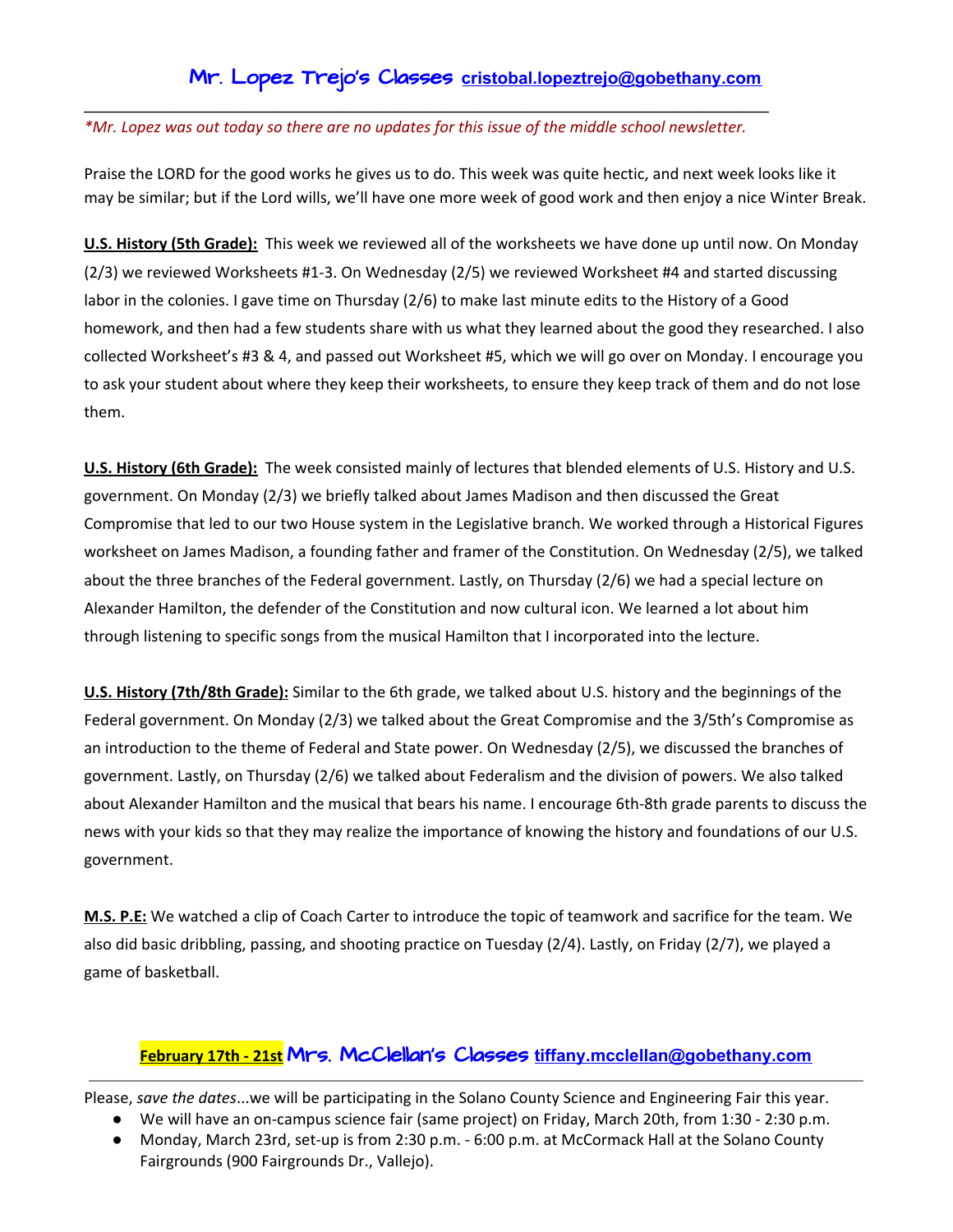## Mr. Lopez Trejo's Classes cristobal.lopeztrejo@gobethany.com

---

*\*Mr. Lopez was out today so there are no updates for this issue of the middle school newsletter.*

Praise the LORD for the good works he gives us to do. This week was quite hectic, and next week looks like it may be similar; but if the Lord wills, we'll have one more week of good work and then enjoy a nice Winter Break.

**U.S. History (5th Grade):** This week we reviewed all of the worksheets we have done up until now. On Monday (2/3) we reviewed Worksheets #1-3. On Wednesday (2/5) we reviewed Worksheet #4 and started discussing labor in the colonies. I gave time on Thursday (2/6) to make last minute edits to the History of a Good homework, and then had a few students share with us what they learned about the good they researched. I also collected Worksheet's #3 & 4, and passed out Worksheet #5, which we will go over on Monday. I encourage you to ask your student about where they keep their worksheets, to ensure they keep track of them and do not lose them.

**U.S. History (6th Grade):** The week consisted mainly of lectures that blended elements of U.S. History and U.S. government. On Monday (2/3) we briefly talked about James Madison and then discussed the Great Compromise that led to our two House system in the Legislative branch. We worked through a Historical Figures worksheet on James Madison, a founding father and framer of the Constitution. On Wednesday (2/5), we talked about the three branches of the Federal government. Lastly, on Thursday (2/6) we had a special lecture on Alexander Hamilton, the defender of the Constitution and now cultural icon. We learned a lot about him through listening to specific songs from the musical Hamilton that I incorporated into the lecture.

**U.S. History (7th/8th Grade):** Similar to the 6th grade, we talked about U.S. history and the beginnings of the Federal government. On Monday (2/3) we talked about the Great Compromise and the 3/5th's Compromise as an introduction to the theme of Federal and State power. On Wednesday (2/5), we discussed the branches of government. Lastly, on Thursday (2/6) we talked about Federalism and the division of powers. We also talked about Alexander Hamilton and the musical that bears his name. I encourage 6th-8th grade parents to discuss the news with your kids so that they may realize the importance of knowing the history and foundations of our U.S. government.

**M.S. P.E:** We watched a clip of Coach Carter to introduce the topic of teamwork and sacrifice for the team. We also did basic dribbling, passing, and shooting practice on Tuesday (2/4). Lastly, on Friday (2/7), we played a game of basketball.

## February 17th - 21st Mrs. McClellan's Classes tiffany.mcclellan@gobethany.com

---

Please, *save the dates*...we will be participating in the Solano County Science and Engineering Fair this year.

- We will have an on-campus science fair (same project) on Friday, March 20th, from 1:30 - 2:30 p.m.
- Monday, March 23rd, set-up is from 2:30 p.m. - 6:00 p.m. at McCormack Hall at the Solano County Fairgrounds (900 Fairgrounds Dr., Vallejo).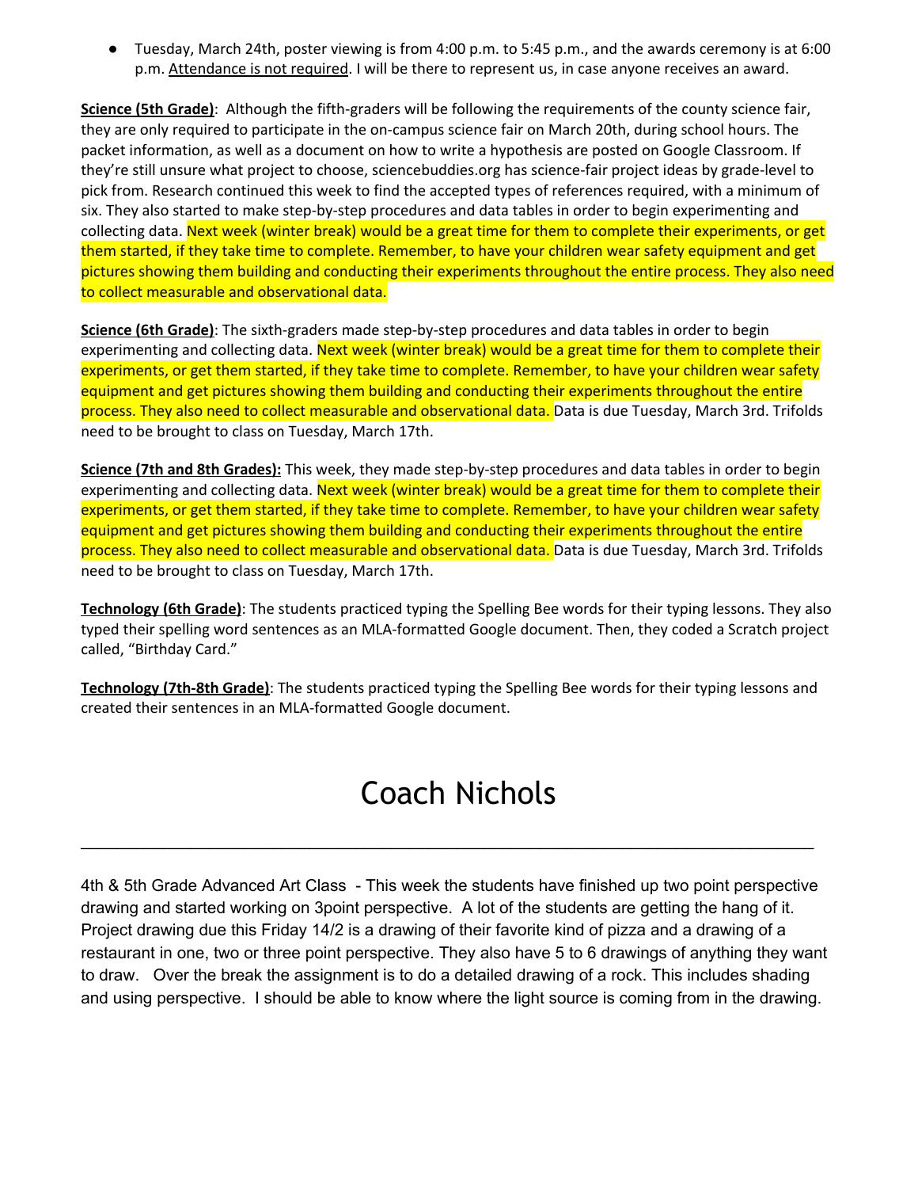- Tuesday, March 24th, poster viewing is from 4:00 p.m. to 5:45 p.m., and the awards ceremony is at 6:00 p.m. Attendance is not required. I will be there to represent us, in case anyone receives an award.

**Science (5th Grade)**: Although the fifth-graders will be following the requirements of the county science fair, they are only required to participate in the on-campus science fair on March 20th, during school hours. The packet information, as well as a document on how to write a hypothesis are posted on Google Classroom. If they're still unsure what project to choose, sciencebuddies.org has science-fair project ideas by grade-level to pick from. Research continued this week to find the accepted types of references required, with a minimum of six. They also started to make step-by-step procedures and data tables in order to begin experimenting and collecting data. Next week (winter break) would be a great time for them to complete their experiments, or get them started, if they take time to complete. Remember, to have your children wear safety equipment and get pictures showing them building and conducting their experiments throughout the entire process. They also need to collect measurable and observational data.

**Science (6th Grade)**: The sixth-graders made step-by-step procedures and data tables in order to begin experimenting and collecting data. Next week (winter break) would be a great time for them to complete their experiments, or get them started, if they take time to complete. Remember, to have your children wear safety equipment and get pictures showing them building and conducting their experiments throughout the entire process. They also need to collect measurable and observational data. Data is due Tuesday, March 3rd. Trifolds need to be brought to class on Tuesday, March 17th.

**Science (7th and 8th Grades):** This week, they made step-by-step procedures and data tables in order to begin experimenting and collecting data. Next week (winter break) would be a great time for them to complete their experiments, or get them started, if they take time to complete. Remember, to have your children wear safety equipment and get pictures showing them building and conducting their experiments throughout the entire process. They also need to collect measurable and observational data. Data is due Tuesday, March 3rd. Trifolds need to be brought to class on Tuesday, March 17th.

**Technology (6th Grade)**: The students practiced typing the Spelling Bee words for their typing lessons. They also typed their spelling word sentences as an MLA-formatted Google document. Then, they coded a Scratch project called, "Birthday Card."

**Technology (7th-8th Grade)**: The students practiced typing the Spelling Bee words for their typing lessons and created their sentences in an MLA-formatted Google document.

# Coach Nichols

4th & 5th Grade Advanced Art Class - This week the students have finished up two point perspective drawing and started working on 3point perspective. A lot of the students are getting the hang of it. Project drawing due this Friday 14/2 is a drawing of their favorite kind of pizza and a drawing of a restaurant in one, two or three point perspective. They also have 5 to 6 drawings of anything they want to draw. Over the break the assignment is to do a detailed drawing of a rock. This includes shading and using perspective. I should be able to know where the light source is coming from in the drawing.